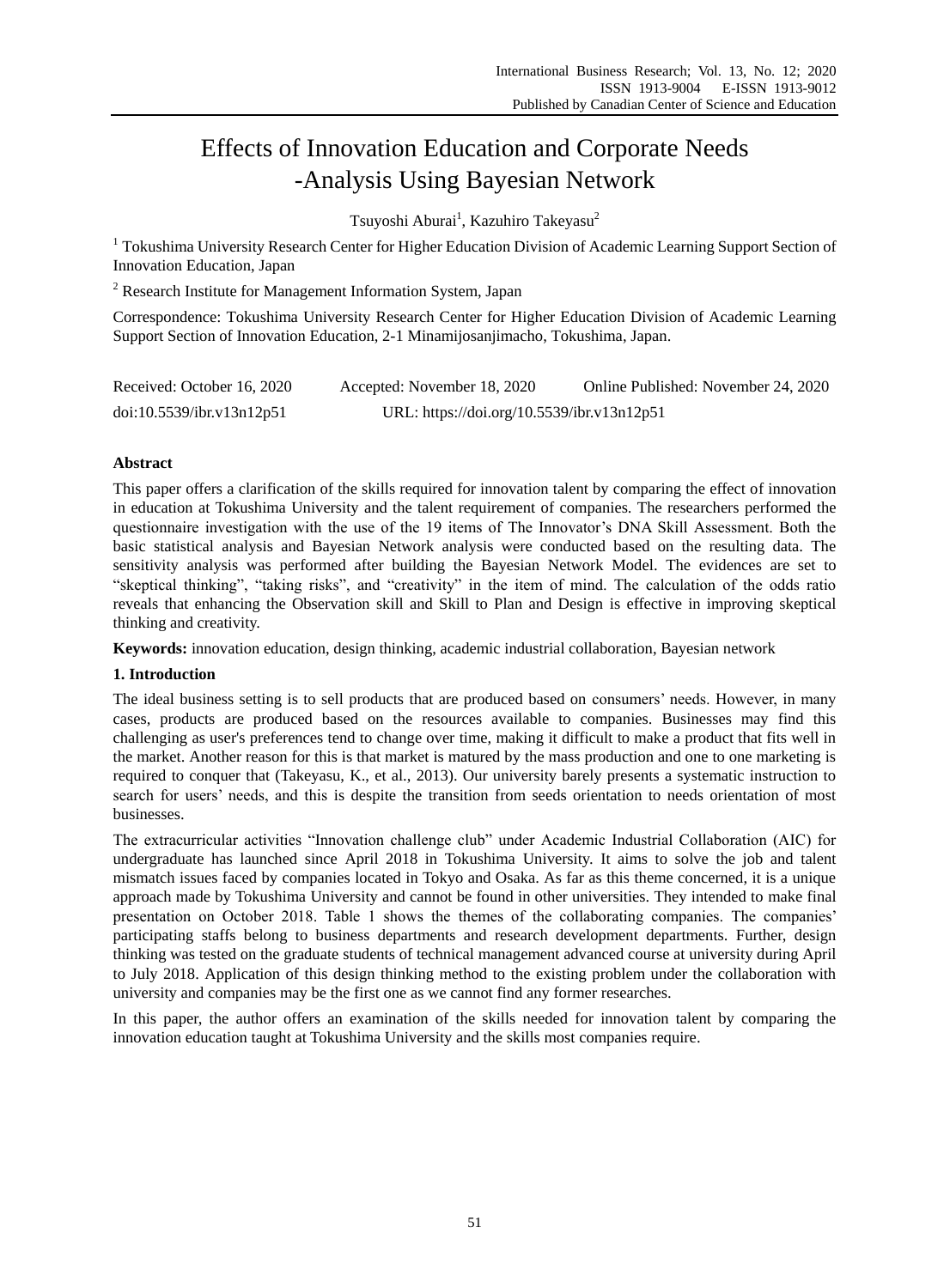# Effects of Innovation Education and Corporate Needs -Analysis Using Bayesian Network

Tsuyoshi Aburai[1], Kazuhiro Takeyasu[2]

[1] Tokushima University Research Center for Higher Education Division of Academic Learning Support Section of Innovation Education, Japan

[2] Research Institute for Management Information System, Japan

Correspondence: Tokushima University Research Center for Higher Education Division of Academic Learning Support Section of Innovation Education, 2-1 Minamijosanjimacho, Tokushima, Japan.

Received: October 16, 2020 Accepted: November 18, 2020 Online Published: November 24, 2020

doi:10.5539/ibr.v13n12p51 URL: https://doi.org/10.5539/ibr.v13n12p51

## Abstract

This paper offers a clarification of the skills required for innovation talent by comparing the effect of innovation in education at Tokushima University and the talent requirement of companies. The researchers performed the questionnaire investigation with the use of the 19 items of The Innovator's DNA Skill Assessment. Both the basic statistical analysis and Bayesian Network analysis were conducted based on the resulting data. The sensitivity analysis was performed after building the Bayesian Network Model. The evidences are set to "skeptical thinking", "taking risks", and "creativity" in the item of mind. The calculation of the odds ratio reveals that enhancing the Observation skill and Skill to Plan and Design is effective in improving skeptical thinking and creativity.

**Keywords:** innovation education, design thinking, academic industrial collaboration, Bayesian network

## 1. Introduction

The ideal business setting is to sell products that are produced based on consumers' needs. However, in many cases, products are produced based on the resources available to companies. Businesses may find this challenging as user's preferences tend to change over time, making it difficult to make a product that fits well in the market. Another reason for this is that market is matured by the mass production and one to one marketing is required to conquer that (Takeyasu, K., et al., 2013). Our university barely presents a systematic instruction to search for users' needs, and this is despite the transition from seeds orientation to needs orientation of most businesses.

The extracurricular activities "Innovation challenge club" under Academic Industrial Collaboration (AIC) for undergraduate has launched since April 2018 in Tokushima University. It aims to solve the job and talent mismatch issues faced by companies located in Tokyo and Osaka. As far as this theme concerned, it is a unique approach made by Tokushima University and cannot be found in other universities. They intended to make final presentation on October 2018. Table 1 shows the themes of the collaborating companies. The companies' participating staffs belong to business departments and research development departments. Further, design thinking was tested on the graduate students of technical management advanced course at university during April to July 2018. Application of this design thinking method to the existing problem under the collaboration with university and companies may be the first one as we cannot find any former researches.

In this paper, the author offers an examination of the skills needed for innovation talent by comparing the innovation education taught at Tokushima University and the skills most companies require.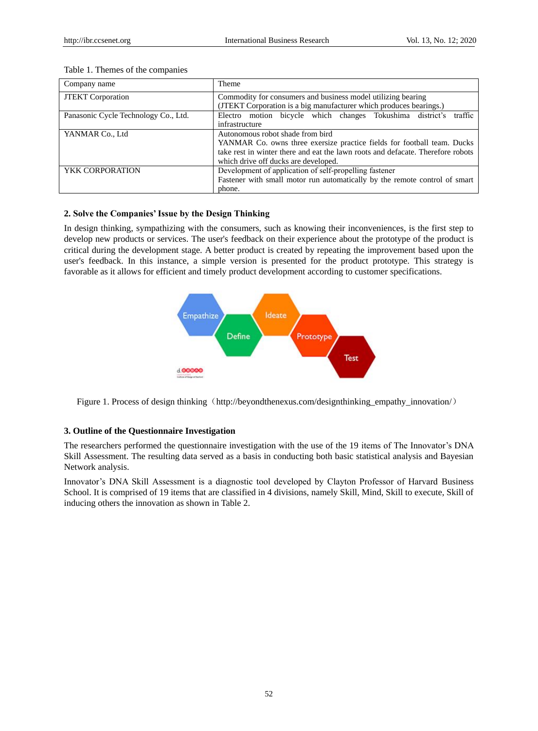Table 1. Themes of the companies

| Company name | Theme |
|---|---|
| JTEKT Corporation | Commodity for consumers and business model utilizing bearing (JTEKT Corporation is a big manufacturer which produces bearings.) |
| Panasonic Cycle Technology Co., Ltd. | Electro motion bicycle which changes Tokushima district's traffic infrastructure |
| YANMAR Co., Ltd | Autonomous robot shade from bird YANMAR Co. owns three exersize practice fields for football team. Ducks take rest in winter there and eat the lawn roots and defacate. Therefore robots which drive off ducks are developed. |
| YKK CORPORATION | Development of application of self-propelling fastener Fastener with small motor run automatically by the remote control of smart phone. |

## 2. Solve the Companies' Issue by the Design Thinking

In design thinking, sympathizing with the consumers, such as knowing their inconveniences, is the first step to develop new products or services. The user's feedback on their experience about the prototype of the product is critical during the development stage. A better product is created by repeating the improvement based upon the user's feedback. In this instance, a simple version is presented for the product prototype. This strategy is favorable as it allows for efficient and timely product development according to customer specifications.

Figure 1. Process of design thinking（http://beyondthenexus.com/designthinking_empathy_innovation/）

## 3. Outline of the Questionnaire Investigation

The researchers performed the questionnaire investigation with the use of the 19 items of The Innovator's DNA Skill Assessment. The resulting data served as a basis in conducting both basic statistical analysis and Bayesian Network analysis.

Innovator's DNA Skill Assessment is a diagnostic tool developed by Clayton Professor of Harvard Business School. It is comprised of 19 items that are classified in 4 divisions, namely Skill, Mind, Skill to execute, Skill of inducing others the innovation as shown in Table 2.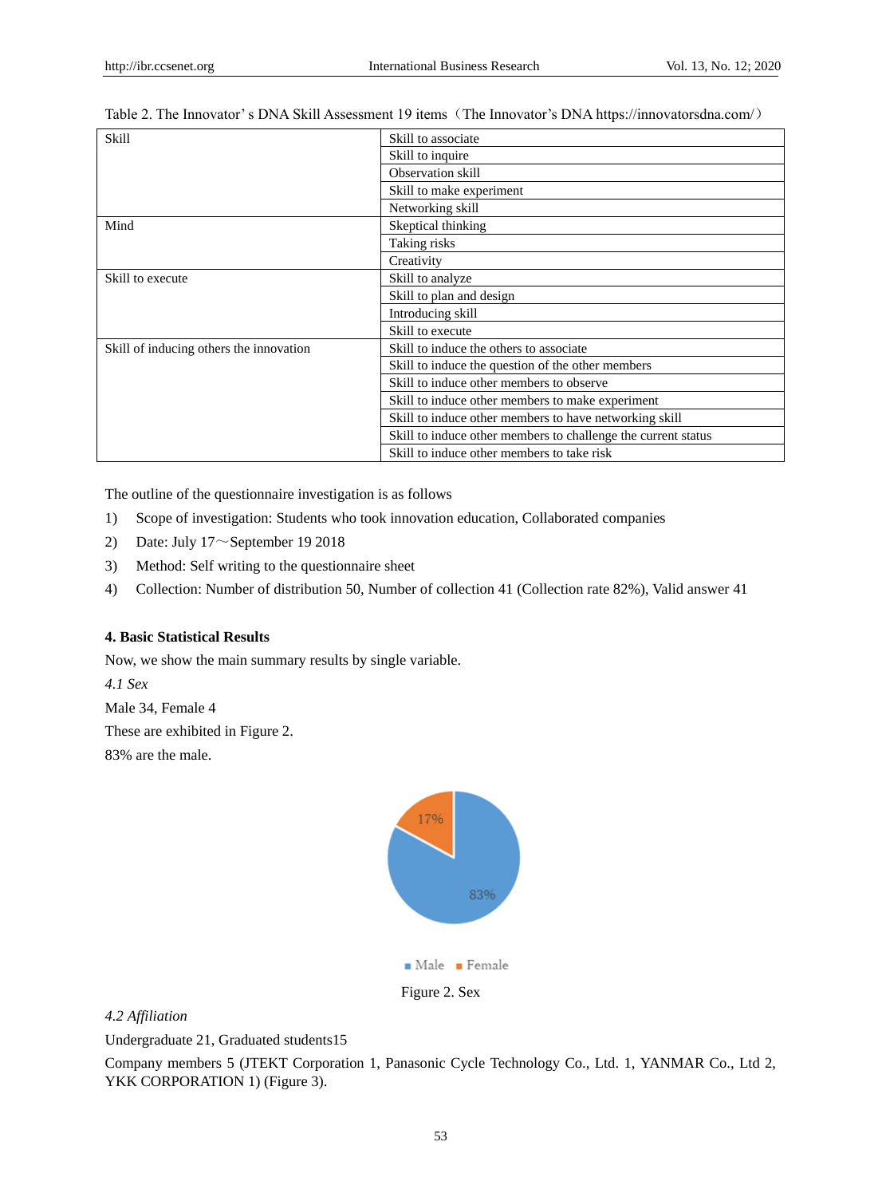Table 2. The Innovator' s DNA Skill Assessment 19 items（The Innovator's DNA https://innovatorsdna.com/）

| Skill | Skill to associate |
|---|---|
| | Skill to inquire |
| | Observation skill |
| | Skill to make experiment |
| | Networking skill |
| Mind | Skeptical thinking |
| | Taking risks |
| | Creativity |
| Skill to execute | Skill to analyze |
| | Skill to plan and design |
| | Introducing skill |
| | Skill to execute |
| Skill of inducing others the innovation | Skill to induce the others to associate |
| | Skill to induce the question of the other members |
| | Skill to induce other members to observe |
| | Skill to induce other members to make experiment |
| | Skill to induce other members to have networking skill |
| | Skill to induce other members to challenge the current status |
| | Skill to induce other members to take risk |

The outline of the questionnaire investigation is as follows

1) Scope of investigation: Students who took innovation education, Collaborated companies
2) Date: July 17～September 19 2018
3) Method: Self writing to the questionnaire sheet
4) Collection: Number of distribution 50, Number of collection 41 (Collection rate 82%), Valid answer 41

## 4. Basic Statistical Results

Now, we show the main summary results by single variable.

*4.1 Sex*

Male 34, Female 4

These are exhibited in Figure 2.

83% are the male.

17%

83%

■ Male ■ Female

Figure 2. Sex

*4.2 Affiliation*

Undergraduate 21, Graduated students15

Company members 5 (JTEKT Corporation 1, Panasonic Cycle Technology Co., Ltd. 1, YANMAR Co., Ltd 2, YKK CORPORATION 1) (Figure 3).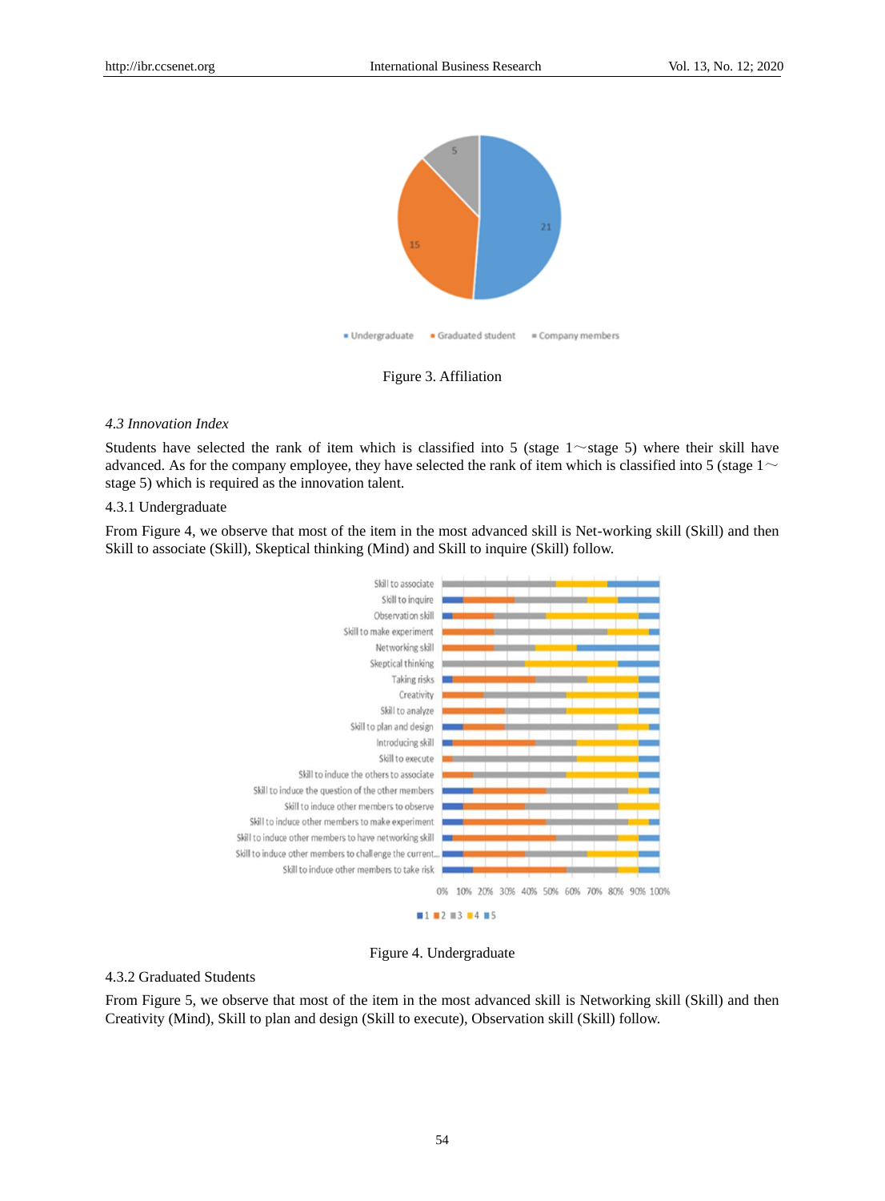Figure 3. Affiliation

*4.3 Innovation Index*

Students have selected the rank of item which is classified into 5 (stage 1～stage 5) where their skill have advanced. As for the company employee, they have selected the rank of item which is classified into 5 (stage 1～stage 5) which is required as the innovation talent.

4.3.1 Undergraduate

From Figure 4, we observe that most of the item in the most advanced skill is Net-working skill (Skill) and then Skill to associate (Skill), Skeptical thinking (Mind) and Skill to inquire (Skill) follow.

Figure 4. Undergraduate

4.3.2 Graduated Students

From Figure 5, we observe that most of the item in the most advanced skill is Networking skill (Skill) and then Creativity (Mind), Skill to plan and design (Skill to execute), Observation skill (Skill) follow.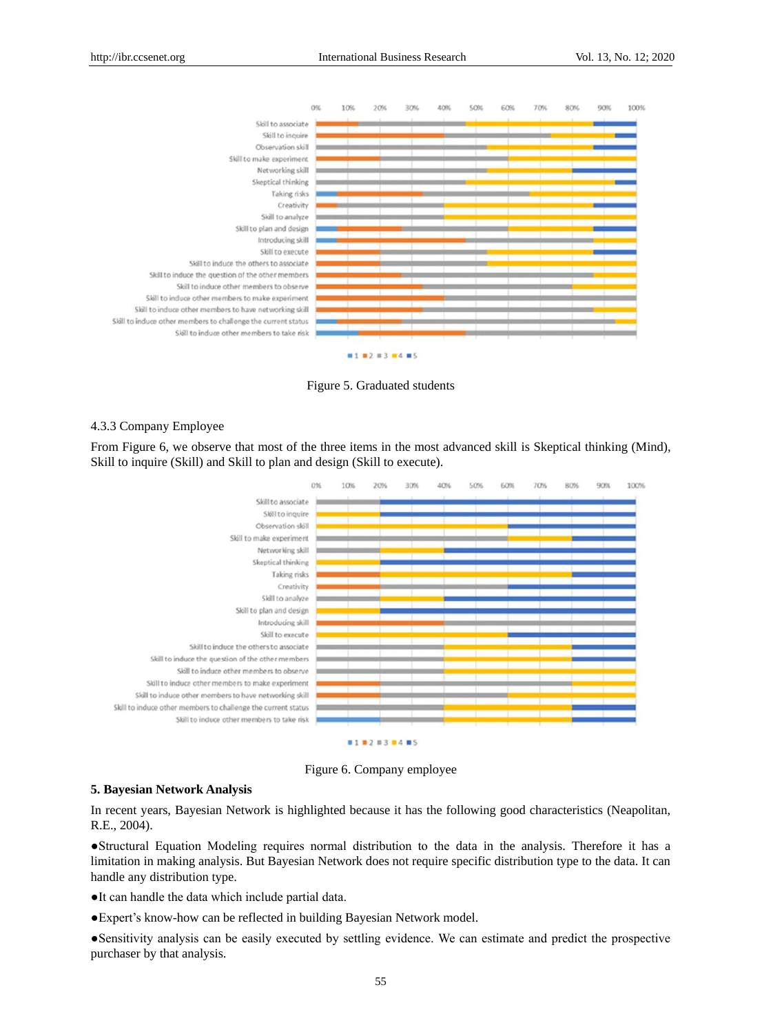Figure 5. Graduated students

4.3.3 Company Employee

From Figure 6, we observe that most of the three items in the most advanced skill is Skeptical thinking (Mind), Skill to inquire (Skill) and Skill to plan and design (Skill to execute).

Figure 6. Company employee

## 5. Bayesian Network Analysis

In recent years, Bayesian Network is highlighted because it has the following good characteristics (Neapolitan, R.E., 2004).

●Structural Equation Modeling requires normal distribution to the data in the analysis. Therefore it has a limitation in making analysis. But Bayesian Network does not require specific distribution type to the data. It can handle any distribution type.

●It can handle the data which include partial data.

●Expert's know-how can be reflected in building Bayesian Network model.

●Sensitivity analysis can be easily executed by settling evidence. We can estimate and predict the prospective purchaser by that analysis.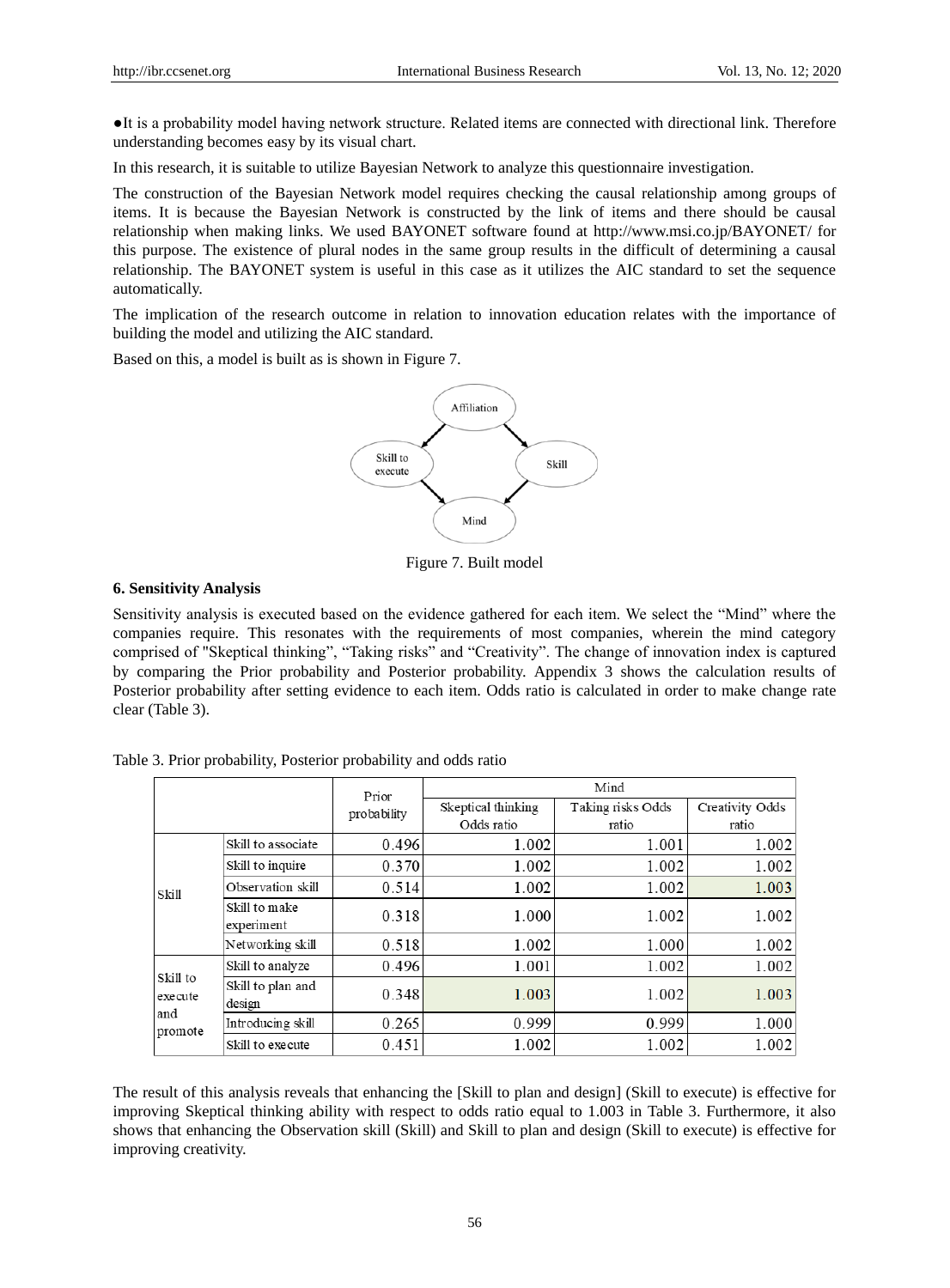●It is a probability model having network structure. Related items are connected with directional link. Therefore understanding becomes easy by its visual chart.

In this research, it is suitable to utilize Bayesian Network to analyze this questionnaire investigation.

The construction of the Bayesian Network model requires checking the causal relationship among groups of items. It is because the Bayesian Network is constructed by the link of items and there should be causal relationship when making links. We used BAYONET software found at http://www.msi.co.jp/BAYONET/ for this purpose. The existence of plural nodes in the same group results in the difficult of determining a causal relationship. The BAYONET system is useful in this case as it utilizes the AIC standard to set the sequence automatically.

The implication of the research outcome in relation to innovation education relates with the importance of building the model and utilizing the AIC standard.

Based on this, a model is built as is shown in Figure 7.

Figure 7. Built model

### 6. Sensitivity Analysis

Sensitivity analysis is executed based on the evidence gathered for each item. We select the "Mind" where the companies require. This resonates with the requirements of most companies, wherein the mind category comprised of "Skeptical thinking", "Taking risks" and "Creativity". The change of innovation index is captured by comparing the Prior probability and Posterior probability. Appendix 3 shows the calculation results of Posterior probability after setting evidence to each item. Odds ratio is calculated in order to make change rate clear (Table 3).

Table 3. Prior probability, Posterior probability and odds ratio

| | | Prior probability | Mind | | |
|---|---|---|---|---|---|
| | | | Skeptical thinking Odds ratio | Taking risks Odds ratio | Creativity Odds ratio |
| Skill | Skill to associate | 0.496 | 1.002 | 1.001 | 1.002 |
| | Skill to inquire | 0.370 | 1.002 | 1.002 | 1.002 |
| | Observation skill | 0.514 | 1.002 | 1.002 | 1.003 |
| | Skill to make experiment | 0.318 | 1.000 | 1.002 | 1.002 |
| | Networking skill | 0.518 | 1.002 | 1.000 | 1.002 |
| Skill to execute and promote | Skill to analyze | 0.496 | 1.001 | 1.002 | 1.002 |
| | Skill to plan and design | 0.348 | 1.003 | 1.002 | 1.003 |
| | Introducing skill | 0.265 | 0.999 | 0.999 | 1.000 |
| | Skill to execute | 0.451 | 1.002 | 1.002 | 1.002 |

The result of this analysis reveals that enhancing the [Skill to plan and design] (Skill to execute) is effective for improving Skeptical thinking ability with respect to odds ratio equal to 1.003 in Table 3. Furthermore, it also shows that enhancing the Observation skill (Skill) and Skill to plan and design (Skill to execute) is effective for improving creativity.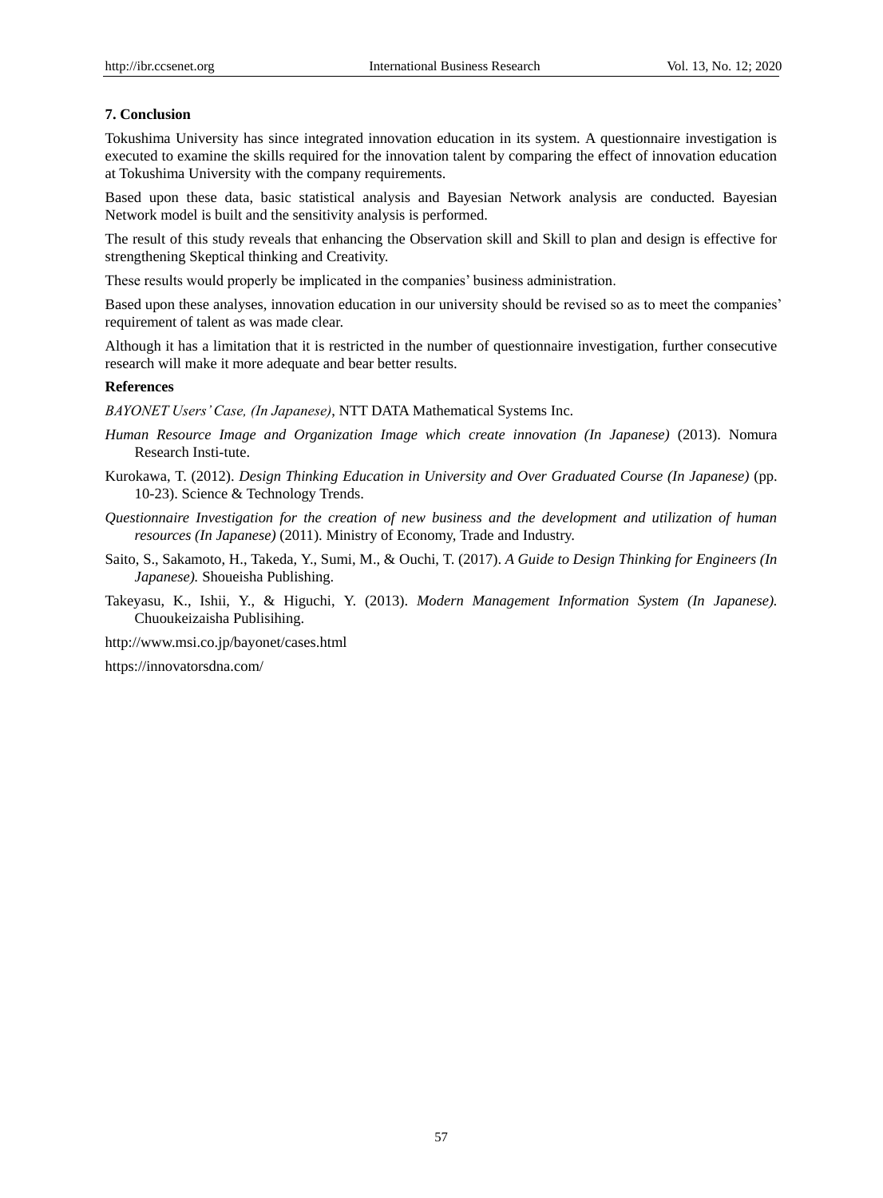## 7. Conclusion

Tokushima University has since integrated innovation education in its system. A questionnaire investigation is executed to examine the skills required for the innovation talent by comparing the effect of innovation education at Tokushima University with the company requirements.

Based upon these data, basic statistical analysis and Bayesian Network analysis are conducted. Bayesian Network model is built and the sensitivity analysis is performed.

The result of this study reveals that enhancing the Observation skill and Skill to plan and design is effective for strengthening Skeptical thinking and Creativity.

These results would properly be implicated in the companies' business administration.

Based upon these analyses, innovation education in our university should be revised so as to meet the companies' requirement of talent as was made clear.

Although it has a limitation that it is restricted in the number of questionnaire investigation, further consecutive research will make it more adequate and bear better results.

## References

*BAYONET Users' Case, (In Japanese)*, NTT DATA Mathematical Systems Inc.

*Human Resource Image and Organization Image which create innovation (In Japanese)* (2013). Nomura Research Insti-tute.

Kurokawa, T. (2012). *Design Thinking Education in University and Over Graduated Course (In Japanese)* (pp. 10-23). Science & Technology Trends.

*Questionnaire Investigation for the creation of new business and the development and utilization of human resources (In Japanese)* (2011). Ministry of Economy, Trade and Industry.

Saito, S., Sakamoto, H., Takeda, Y., Sumi, M., & Ouchi, T. (2017). *A Guide to Design Thinking for Engineers (In Japanese).* Shoueisha Publishing.

Takeyasu, K., Ishii, Y., & Higuchi, Y. (2013). *Modern Management Information System (In Japanese).* Chuoukeizaisha Publisihing.

http://www.msi.co.jp/bayonet/cases.html

https://innovatorsdna.com/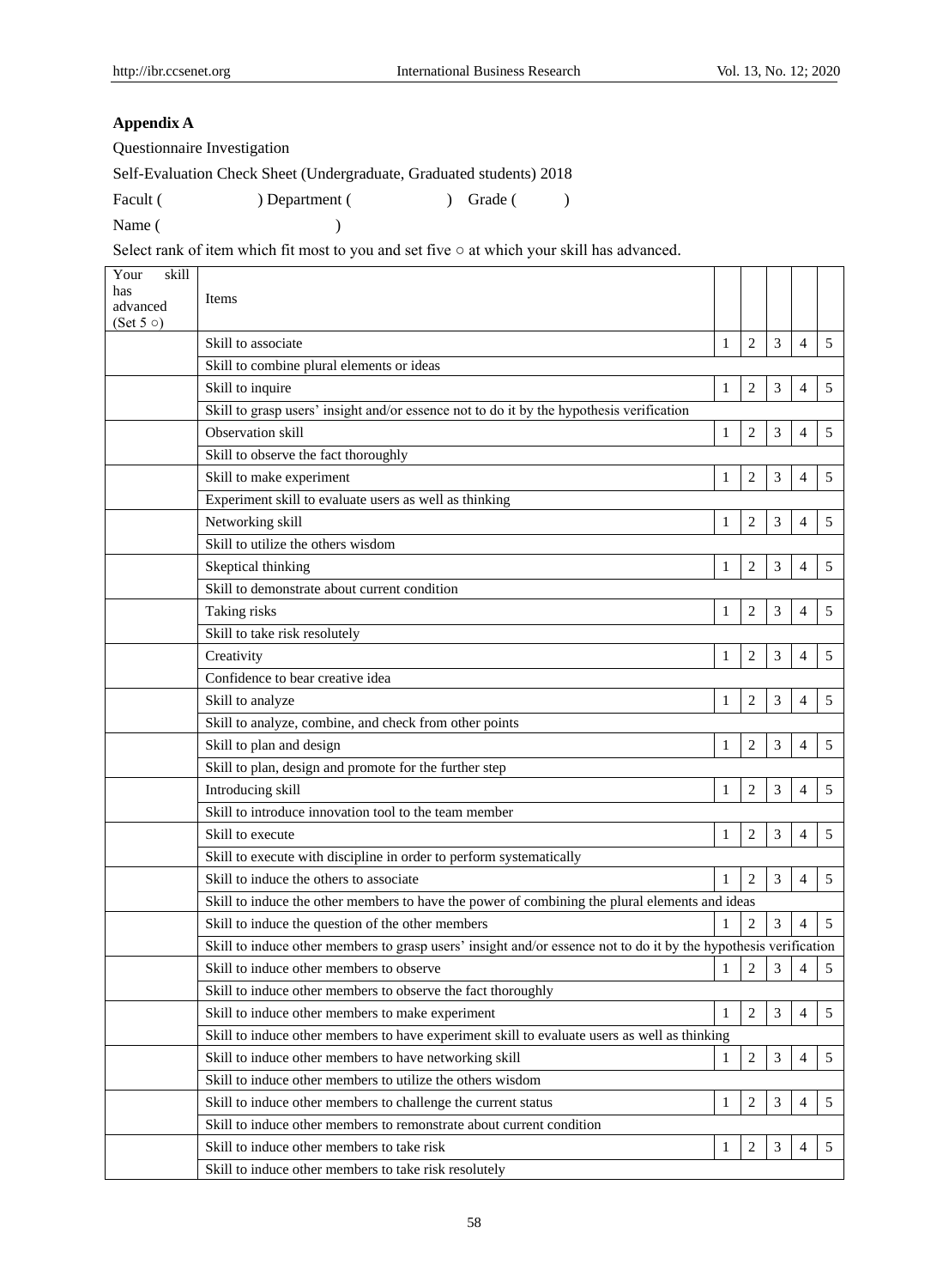**Appendix A**

Questionnaire Investigation

Self-Evaluation Check Sheet (Undergraduate, Graduated students) 2018

Facult ( ) Department ( ) Grade ( )

Name ( )

Select rank of item which fit most to you and set five ○ at which your skill has advanced.

| Your skill has advanced (Set 5 ○) | Items | | | | | |
|---|---|---|---|---|---|---|
| | Skill to associate | 1 | 2 | 3 | 4 | 5 |
| | Skill to combine plural elements or ideas | | | | | |
| | Skill to inquire | 1 | 2 | 3 | 4 | 5 |
| | Skill to grasp users' insight and/or essence not to do it by the hypothesis verification | | | | | |
| | Observation skill | 1 | 2 | 3 | 4 | 5 |
| | Skill to observe the fact thoroughly | | | | | |
| | Skill to make experiment | 1 | 2 | 3 | 4 | 5 |
| | Experiment skill to evaluate users as well as thinking | | | | | |
| | Networking skill | 1 | 2 | 3 | 4 | 5 |
| | Skill to utilize the others wisdom | | | | | |
| | Skeptical thinking | 1 | 2 | 3 | 4 | 5 |
| | Skill to demonstrate about current condition | | | | | |
| | Taking risks | 1 | 2 | 3 | 4 | 5 |
| | Skill to take risk resolutely | | | | | |
| | Creativity | 1 | 2 | 3 | 4 | 5 |
| | Confidence to bear creative idea | | | | | |
| | Skill to analyze | 1 | 2 | 3 | 4 | 5 |
| | Skill to analyze, combine, and check from other points | | | | | |
| | Skill to plan and design | 1 | 2 | 3 | 4 | 5 |
| | Skill to plan, design and promote for the further step | | | | | |
| | Introducing skill | 1 | 2 | 3 | 4 | 5 |
| | Skill to introduce innovation tool to the team member | | | | | |
| | Skill to execute | 1 | 2 | 3 | 4 | 5 |
| | Skill to execute with discipline in order to perform systematically | | | | | |
| | Skill to induce the others to associate | 1 | 2 | 3 | 4 | 5 |
| | Skill to induce the other members to have the power of combining the plural elements and ideas | | | | | |
| | Skill to induce the question of the other members | 1 | 2 | 3 | 4 | 5 |
| | Skill to induce other members to grasp users' insight and/or essence not to do it by the hypothesis verification | | | | | |
| | Skill to induce other members to observe | 1 | 2 | 3 | 4 | 5 |
| | Skill to induce other members to observe the fact thoroughly | | | | | |
| | Skill to induce other members to make experiment | 1 | 2 | 3 | 4 | 5 |
| | Skill to induce other members to have experiment skill to evaluate users as well as thinking | | | | | |
| | Skill to induce other members to have networking skill | 1 | 2 | 3 | 4 | 5 |
| | Skill to induce other members to utilize the others wisdom | | | | | |
| | Skill to induce other members to challenge the current status | 1 | 2 | 3 | 4 | 5 |
| | Skill to induce other members to remonstrate about current condition | | | | | |
| | Skill to induce other members to take risk | 1 | 2 | 3 | 4 | 5 |
| | Skill to induce other members to take risk resolutely | | | | | |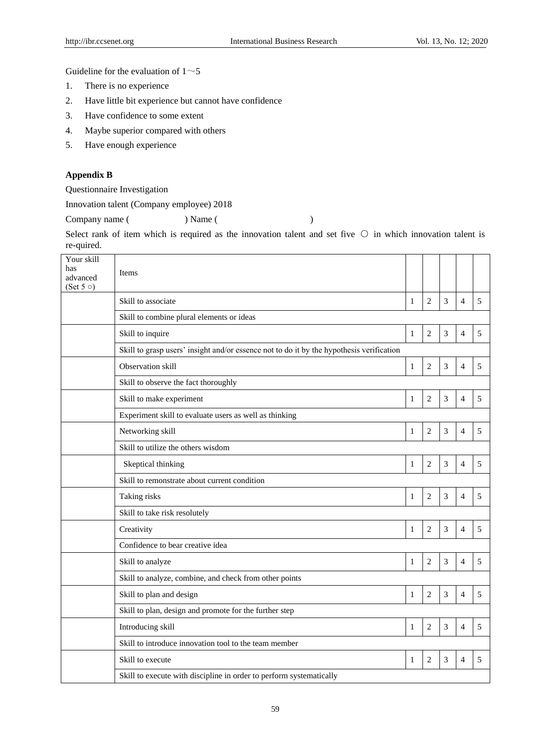Guideline for the evaluation of 1～5

1. There is no experience
2. Have little bit experience but cannot have confidence
3. Have confidence to some extent
4. Maybe superior compared with others
5. Have enough experience

**Appendix B**

Questionnaire Investigation

Innovation talent (Company employee) 2018

Company name ( ) Name ( )

Select rank of item which is required as the innovation talent and set five ○ in which innovation talent is re-quired.

| Your skill has advanced (Set 5 ○) | Items | | | | | |
|---|---|---|---|---|---|---|
| | Skill to associate | 1 | 2 | 3 | 4 | 5 |
| | Skill to combine plural elements or ideas | | | | | |
| | Skill to inquire | 1 | 2 | 3 | 4 | 5 |
| | Skill to grasp users' insight and/or essence not to do it by the hypothesis verification | | | | | |
| | Observation skill | 1 | 2 | 3 | 4 | 5 |
| | Skill to observe the fact thoroughly | | | | | |
| | Skill to make experiment | 1 | 2 | 3 | 4 | 5 |
| | Experiment skill to evaluate users as well as thinking | | | | | |
| | Networking skill | 1 | 2 | 3 | 4 | 5 |
| | Skill to utilize the others wisdom | | | | | |
| | Skeptical thinking | 1 | 2 | 3 | 4 | 5 |
| | Skill to remonstrate about current condition | | | | | |
| | Taking risks | 1 | 2 | 3 | 4 | 5 |
| | Skill to take risk resolutely | | | | | |
| | Creativity | 1 | 2 | 3 | 4 | 5 |
| | Confidence to bear creative idea | | | | | |
| | Skill to analyze | 1 | 2 | 3 | 4 | 5 |
| | Skill to analyze, combine, and check from other points | | | | | |
| | Skill to plan and design | 1 | 2 | 3 | 4 | 5 |
| | Skill to plan, design and promote for the further step | | | | | |
| | Introducing skill | 1 | 2 | 3 | 4 | 5 |
| | Skill to introduce innovation tool to the team member | | | | | |
| | Skill to execute | 1 | 2 | 3 | 4 | 5 |
| | Skill to execute with discipline in order to perform systematically | | | | | |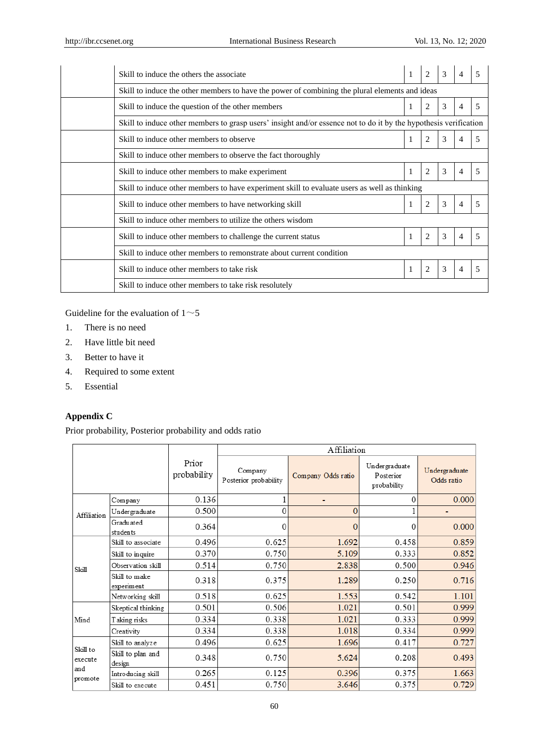| | | | | | | |
|---|---|---|---|---|---|---|
| | Skill to induce the others the associate | 1 | 2 | 3 | 4 | 5 |
| | Skill to induce the other members to have the power of combining the plural elements and ideas | | | | | |
| | Skill to induce the question of the other members | 1 | 2 | 3 | 4 | 5 |
| | Skill to induce other members to grasp users' insight and/or essence not to do it by the hypothesis verification | | | | | |
| | Skill to induce other members to observe | 1 | 2 | 3 | 4 | 5 |
| | Skill to induce other members to observe the fact thoroughly | | | | | |
| | Skill to induce other members to make experiment | 1 | 2 | 3 | 4 | 5 |
| | Skill to induce other members to have experiment skill to evaluate users as well as thinking | | | | | |
| | Skill to induce other members to have networking skill | 1 | 2 | 3 | 4 | 5 |
| | Skill to induce other members to utilize the others wisdom | | | | | |
| | Skill to induce other members to challenge the current status | 1 | 2 | 3 | 4 | 5 |
| | Skill to induce other members to remonstrate about current condition | | | | | |
| | Skill to induce other members to take risk | 1 | 2 | 3 | 4 | 5 |
| | Skill to induce other members to take risk resolutely | | | | | |

Guideline for the evaluation of 1～5

1. There is no need
2. Have little bit need
3. Better to have it
4. Required to some extent
5. Essential

## Appendix C

Prior probability, Posterior probability and odds ratio

| | | Prior probability | Affiliation | | | |
|---|---|---|---|---|---|---|
| | | | Company Posterior probability | Company Odds ratio | Undergraduate Posterior probability | Undergraduate Odds ratio |
| Affiliation | Company | 0.136 | 1 | - | 0 | 0.000 |
| | Undergraduate | 0.500 | 0 | 0 | 1 | - |
| | Graduated students | 0.364 | 0 | 0 | 0 | 0.000 |
| Skill | Skill to associate | 0.496 | 0.625 | 1.692 | 0.458 | 0.859 |
| | Skill to inquire | 0.370 | 0.750 | 5.109 | 0.333 | 0.852 |
| | Observation skill | 0.514 | 0.750 | 2.838 | 0.500 | 0.946 |
| | Skill to make experiment | 0.318 | 0.375 | 1.289 | 0.250 | 0.716 |
| | Networking skill | 0.518 | 0.625 | 1.553 | 0.542 | 1.101 |
| Mind | Skeptical thinking | 0.501 | 0.506 | 1.021 | 0.501 | 0.999 |
| | Taking risks | 0.334 | 0.338 | 1.021 | 0.333 | 0.999 |
| | Creativity | 0.334 | 0.338 | 1.018 | 0.334 | 0.999 |
| Skill to execute and promote | Skill to analyze | 0.496 | 0.625 | 1.696 | 0.417 | 0.727 |
| | Skill to plan and design | 0.348 | 0.750 | 5.624 | 0.208 | 0.493 |
| | Introducing skill | 0.265 | 0.125 | 0.396 | 0.375 | 1.663 |
| | Skill to execute | 0.451 | 0.750 | 3.646 | 0.375 | 0.729 |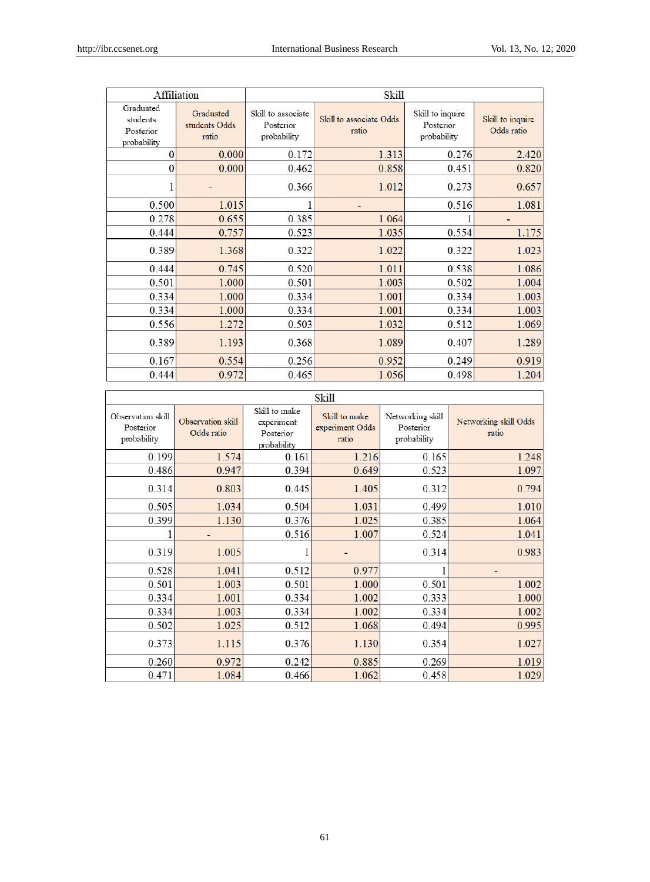| Affiliation | | Skill | | | |
|---|---|---|---|---|---|
| Graduated students Posterior probability | Graduated students Odds ratio | Skill to associate Posterior probability | Skill to associate Odds ratio | Skill to inquire Posterior probability | Skill to inquire Odds ratio |
| 0 | 0.000 | 0.172 | 1.313 | 0.276 | 2.420 |
| 0 | 0.000 | 0.462 | 0.858 | 0.451 | 0.820 |
| 1 | - | 0.366 | 1.012 | 0.273 | 0.657 |
| 0.500 | 1.015 | 1 | - | 0.516 | 1.081 |
| 0.278 | 0.655 | 0.385 | 1.064 | 1 | - |
| 0.444 | 0.757 | 0.523 | 1.035 | 0.554 | 1.175 |
| 0.389 | 1.368 | 0.322 | 1.022 | 0.322 | 1.023 |
| 0.444 | 0.745 | 0.520 | 1.011 | 0.538 | 1.086 |
| 0.501 | 1.000 | 0.501 | 1.003 | 0.502 | 1.004 |
| 0.334 | 1.000 | 0.334 | 1.001 | 0.334 | 1.003 |
| 0.334 | 1.000 | 0.334 | 1.001 | 0.334 | 1.003 |
| 0.556 | 1.272 | 0.503 | 1.032 | 0.512 | 1.069 |
| 0.389 | 1.193 | 0.368 | 1.089 | 0.407 | 1.289 |
| 0.167 | 0.554 | 0.256 | 0.952 | 0.249 | 0.919 |
| 0.444 | 0.972 | 0.465 | 1.056 | 0.498 | 1.204 |

| Skill | | | | | |
|---|---|---|---|---|---|
| Observation skill Posterior probability | Observation skill Odds ratio | Skill to make experiment Posterior probability | Skill to make experiment Odds ratio | Networking skill Posterior probability | Networking skill Odds ratio |
| 0.199 | 1.574 | 0.161 | 1.216 | 0.165 | 1.248 |
| 0.486 | 0.947 | 0.394 | 0.649 | 0.523 | 1.097 |
| 0.314 | 0.803 | 0.445 | 1.405 | 0.312 | 0.794 |
| 0.505 | 1.034 | 0.504 | 1.031 | 0.499 | 1.010 |
| 0.399 | 1.130 | 0.376 | 1.025 | 0.385 | 1.064 |
| 1 | - | 0.516 | 1.007 | 0.524 | 1.041 |
| 0.319 | 1.005 | 1 | - | 0.314 | 0.983 |
| 0.528 | 1.041 | 0.512 | 0.977 | 1 | - |
| 0.501 | 1.003 | 0.501 | 1.000 | 0.501 | 1.002 |
| 0.334 | 1.001 | 0.334 | 1.002 | 0.333 | 1.000 |
| 0.334 | 1.003 | 0.334 | 1.002 | 0.334 | 1.002 |
| 0.502 | 1.025 | 0.512 | 1.068 | 0.494 | 0.995 |
| 0.373 | 1.115 | 0.376 | 1.130 | 0.354 | 1.027 |
| 0.260 | 0.972 | 0.242 | 0.885 | 0.269 | 1.019 |
| 0.471 | 1.084 | 0.466 | 1.062 | 0.458 | 1.029 |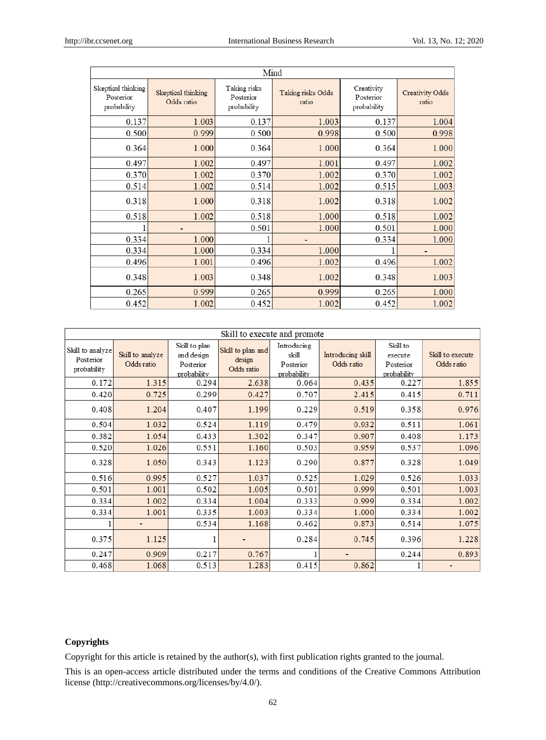| Mind | | | | | |
|---|---|---|---|---|---|
| Skeptical thinking Posterior probability | Skeptical thinking Odds ratio | Taking risks Posterior probability | Taking risks Odds ratio | Creativity Posterior probability | Creativity Odds ratio |
| 0.137 | 1.003 | 0.137 | 1.003 | 0.137 | 1.004 |
| 0.500 | 0.999 | 0.500 | 0.998 | 0.500 | 0.998 |
| 0.364 | 1.000 | 0.364 | 1.000 | 0.364 | 1.000 |
| 0.497 | 1.002 | 0.497 | 1.001 | 0.497 | 1.002 |
| 0.370 | 1.002 | 0.370 | 1.002 | 0.370 | 1.002 |
| 0.514 | 1.002 | 0.514 | 1.002 | 0.515 | 1.003 |
| 0.318 | 1.000 | 0.318 | 1.002 | 0.318 | 1.002 |
| 0.518 | 1.002 | 0.518 | 1.000 | 0.518 | 1.002 |
| 1 | - | 0.501 | 1.000 | 0.501 | 1.000 |
| 0.334 | 1.000 | 1 | - | 0.334 | 1.000 |
| 0.334 | 1.000 | 0.334 | 1.000 | 1 | - |
| 0.496 | 1.001 | 0.496 | 1.002 | 0.496 | 1.002 |
| 0.348 | 1.003 | 0.348 | 1.002 | 0.348 | 1.003 |
| 0.265 | 0.999 | 0.265 | 0.999 | 0.265 | 1.000 |
| 0.452 | 1.002 | 0.452 | 1.002 | 0.452 | 1.002 |

| Skill to execute and promote | | | | | | | |
|---|---|---|---|---|---|---|---|
| Skill to analyze Posterior probability | Skill to analyze Odds ratio | Skill to plan and design Posterior probability | Skill to plan and design Odds ratio | Introducing skill Posterior probability | Introducing skill Odds ratio | Skill to execute Posterior probability | Skill to execute Odds ratio |
| 0.172 | 1.315 | 0.294 | 2.638 | 0.064 | 0.435 | 0.227 | 1.855 |
| 0.420 | 0.725 | 0.299 | 0.427 | 0.707 | 2.415 | 0.415 | 0.711 |
| 0.408 | 1.204 | 0.407 | 1.199 | 0.229 | 0.519 | 0.358 | 0.976 |
| 0.504 | 1.032 | 0.524 | 1.119 | 0.479 | 0.932 | 0.511 | 1.061 |
| 0.382 | 1.054 | 0.433 | 1.302 | 0.347 | 0.907 | 0.408 | 1.173 |
| 0.520 | 1.026 | 0.551 | 1.160 | 0.503 | 0.959 | 0.537 | 1.096 |
| 0.328 | 1.050 | 0.343 | 1.123 | 0.290 | 0.877 | 0.328 | 1.049 |
| 0.516 | 0.995 | 0.527 | 1.037 | 0.525 | 1.029 | 0.526 | 1.033 |
| 0.501 | 1.001 | 0.502 | 1.005 | 0.501 | 0.999 | 0.501 | 1.003 |
| 0.334 | 1.002 | 0.334 | 1.004 | 0.333 | 0.999 | 0.334 | 1.002 |
| 0.334 | 1.001 | 0.335 | 1.003 | 0.334 | 1.000 | 0.334 | 1.002 |
| 1 | - | 0.534 | 1.168 | 0.462 | 0.873 | 0.514 | 1.075 |
| 0.375 | 1.125 | 1 | - | 0.284 | 0.745 | 0.396 | 1.228 |
| 0.247 | 0.909 | 0.217 | 0.767 | 1 | - | 0.244 | 0.893 |
| 0.468 | 1.068 | 0.513 | 1.283 | 0.415 | 0.862 | 1 | - |

## Copyrights

Copyright for this article is retained by the author(s), with first publication rights granted to the journal.

This is an open-access article distributed under the terms and conditions of the Creative Commons Attribution license (http://creativecommons.org/licenses/by/4.0/).